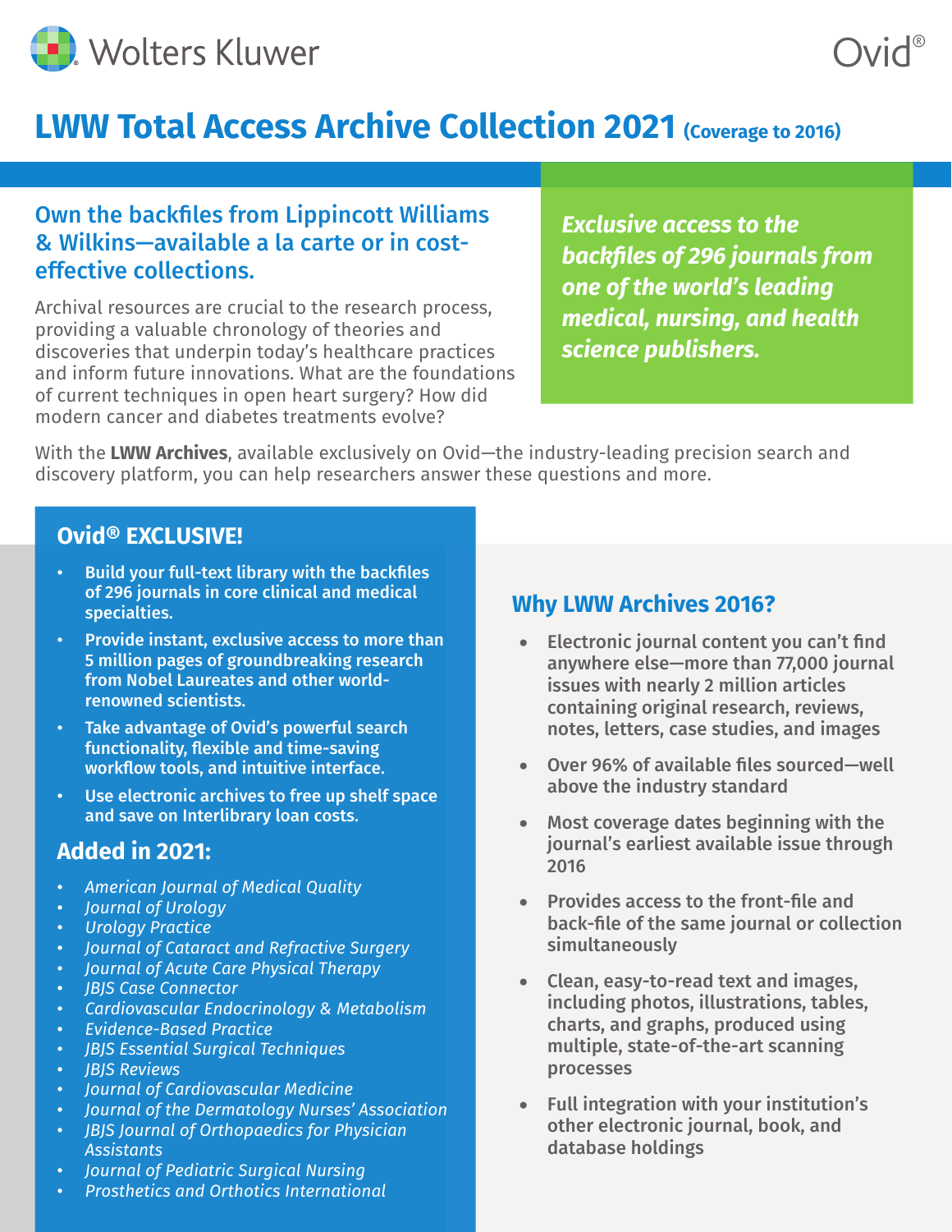Wolters Kluwer

Ovid®

# LWW Total Access Archive Collection 2021 (Coverage to 2016)

## Own the backfiles from Lippincott Williams & Wilkins—available a la carte or in cost-effective collections.

Archival resources are crucial to the research process, providing a valuable chronology of theories and discoveries that underpin today's healthcare practices and inform future innovations. What are the foundations of current techniques in open heart surgery? How did modern cancer and diabetes treatments evolve?

***Exclusive access to the backfiles of 296 journals from one of the world's leading medical, nursing, and health science publishers.***

With the **LWW Archives**, available exclusively on Ovid—the industry-leading precision search and discovery platform, you can help researchers answer these questions and more.

### Ovid® EXCLUSIVE!

- **Build your full-text library with the backfiles of 296 journals in core clinical and medical specialties.**
- **Provide instant, exclusive access to more than 5 million pages of groundbreaking research from Nobel Laureates and other world-renowned scientists.**
- **Take advantage of Ovid's powerful search functionality, flexible and time-saving workflow tools, and intuitive interface.**
- **Use electronic archives to free up shelf space and save on Interlibrary loan costs.**

### Added in 2021:

- *American Journal of Medical Quality*
- *Journal of Urology*
- *Urology Practice*
- *Journal of Cataract and Refractive Surgery*
- *Journal of Acute Care Physical Therapy*
- *JBJS Case Connector*
- *Cardiovascular Endocrinology & Metabolism*
- *Evidence-Based Practice*
- *JBJS Essential Surgical Techniques*
- *JBJS Reviews*
- *Journal of Cardiovascular Medicine*
- *Journal of the Dermatology Nurses' Association*
- *JBJS Journal of Orthopaedics for Physician Assistants*
- *Journal of Pediatric Surgical Nursing*
- *Prosthetics and Orthotics International*

### Why LWW Archives 2016?

- **Electronic journal content you can't find anywhere else—more than 77,000 journal issues with nearly 2 million articles containing original research, reviews, notes, letters, case studies, and images**
- **Over 96% of available files sourced—well above the industry standard**
- **Most coverage dates beginning with the journal's earliest available issue through 2016**
- **Provides access to the front-file and back-file of the same journal or collection simultaneously**
- **Clean, easy-to-read text and images, including photos, illustrations, tables, charts, and graphs, produced using multiple, state-of-the-art scanning processes**
- **Full integration with your institution's other electronic journal, book, and database holdings**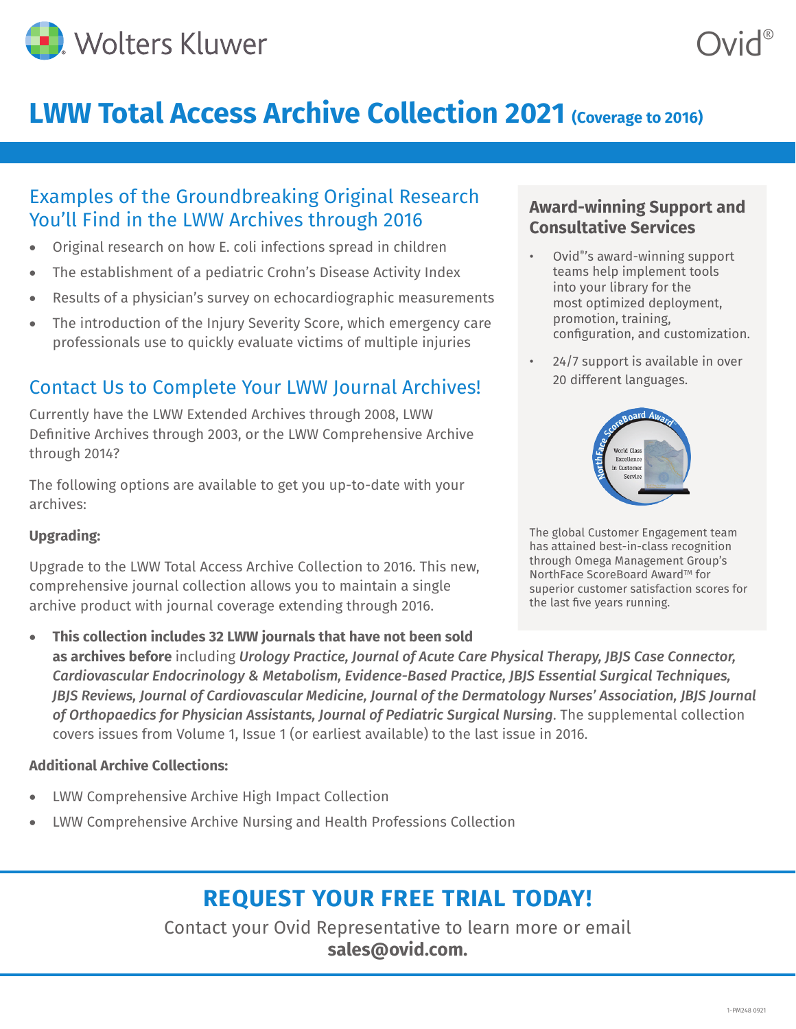Wolters Kluwer

Ovid®

# LWW Total Access Archive Collection 2021 (Coverage to 2016)

## Examples of the Groundbreaking Original Research You'll Find in the LWW Archives through 2016

- Original research on how E. coli infections spread in children
- The establishment of a pediatric Crohn's Disease Activity Index
- Results of a physician's survey on echocardiographic measurements
- The introduction of the Injury Severity Score, which emergency care professionals use to quickly evaluate victims of multiple injuries

## Contact Us to Complete Your LWW Journal Archives!

Currently have the LWW Extended Archives through 2008, LWW Definitive Archives through 2003, or the LWW Comprehensive Archive through 2014?

The following options are available to get you up-to-date with your archives:

**Upgrading:**

Upgrade to the LWW Total Access Archive Collection to 2016. This new, comprehensive journal collection allows you to maintain a single archive product with journal coverage extending through 2016.

- **This collection includes 32 LWW journals that have not been sold as archives before** including ***Urology Practice, Journal of Acute Care Physical Therapy, JBJS Case Connector, Cardiovascular Endocrinology & Metabolism, Evidence-Based Practice, JBJS Essential Surgical Techniques, JBJS Reviews, Journal of Cardiovascular Medicine, Journal of the Dermatology Nurses' Association, JBJS Journal of Orthopaedics for Physician Assistants, Journal of Pediatric Surgical Nursing***. The supplemental collection covers issues from Volume 1, Issue 1 (or earliest available) to the last issue in 2016.

**Additional Archive Collections:**

- LWW Comprehensive Archive High Impact Collection
- LWW Comprehensive Archive Nursing and Health Professions Collection

### Award-winning Support and Consultative Services

- Ovid®'s award-winning support teams help implement tools into your library for the most optimized deployment, promotion, training, configuration, and customization.
- 24/7 support is available in over 20 different languages.

NorthFace ScoreBoard Award
World Class Excellence in Customer Service

The global Customer Engagement team has attained best-in-class recognition through Omega Management Group's NorthFace ScoreBoard Award™ for superior customer satisfaction scores for the last five years running.

## REQUEST YOUR FREE TRIAL TODAY!

Contact your Ovid Representative to learn more or email **sales@ovid.com.**

1-PM248 0921